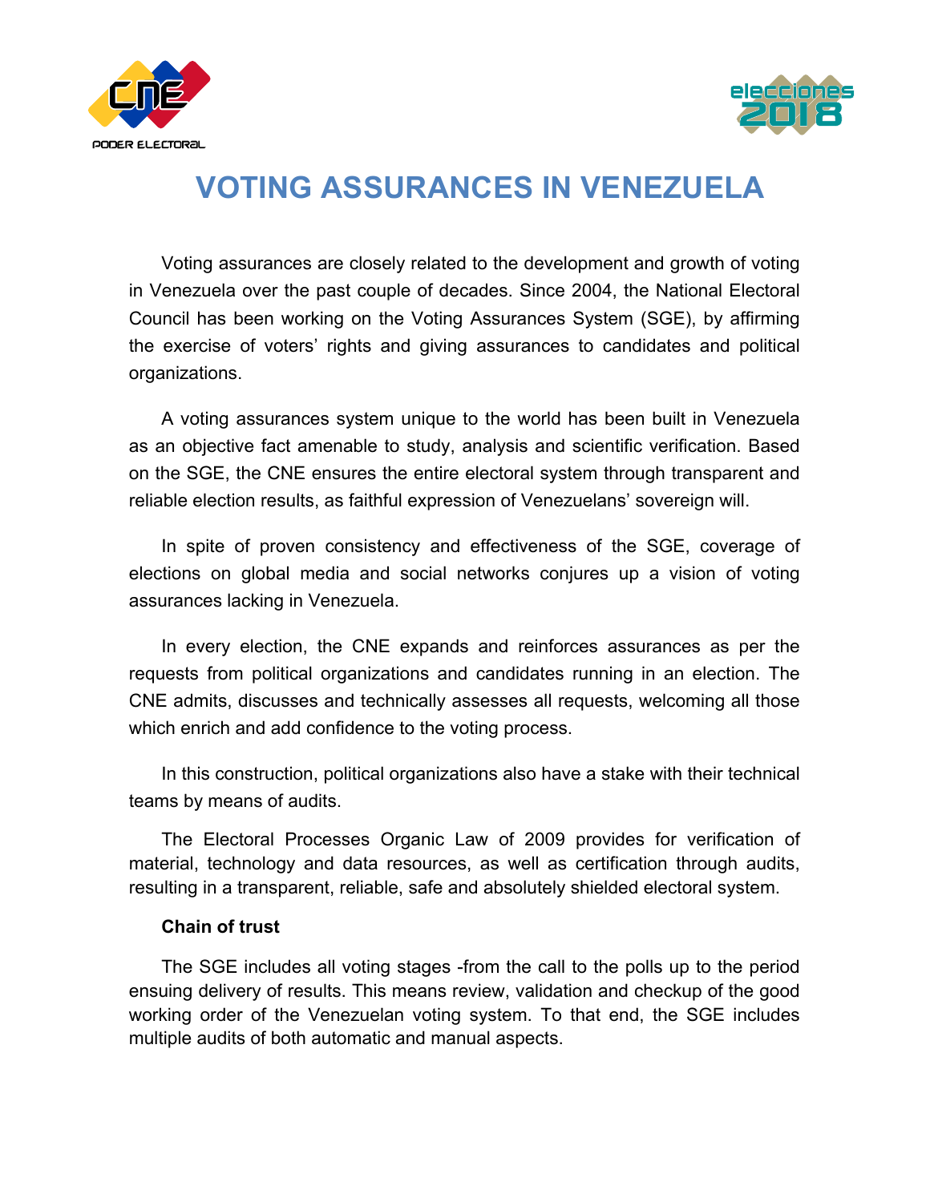# VOTING ASSURANCES IN VENEZUELA

Voting assurances are closely related to the development and growth of voting in Venezuela over the past couple of decades. Since 2004, the National Electoral Council has been working on the Voting Assurances System (SGE), by affirming the exercise of voters' rights and giving assurances to candidates and political organizations.

A voting assurances system unique to the world has been built in Venezuela as an objective fact amenable to study, analysis and scientific verification. Based on the SGE, the CNE ensures the entire electoral system through transparent and reliable election results, as faithful expression of Venezuelans' sovereign will.

In spite of proven consistency and effectiveness of the SGE, coverage of elections on global media and social networks conjures up a vision of voting assurances lacking in Venezuela.

In every election, the CNE expands and reinforces assurances as per the requests from political organizations and candidates running in an election. The CNE admits, discusses and technically assesses all requests, welcoming all those which enrich and add confidence to the voting process.

In this construction, political organizations also have a stake with their technical teams by means of audits.

The Electoral Processes Organic Law of 2009 provides for verification of material, technology and data resources, as well as certification through audits, resulting in a transparent, reliable, safe and absolutely shielded electoral system.

**Chain of trust**

The SGE includes all voting stages -from the call to the polls up to the period ensuing delivery of results. This means review, validation and checkup of the good working order of the Venezuelan voting system. To that end, the SGE includes multiple audits of both automatic and manual aspects.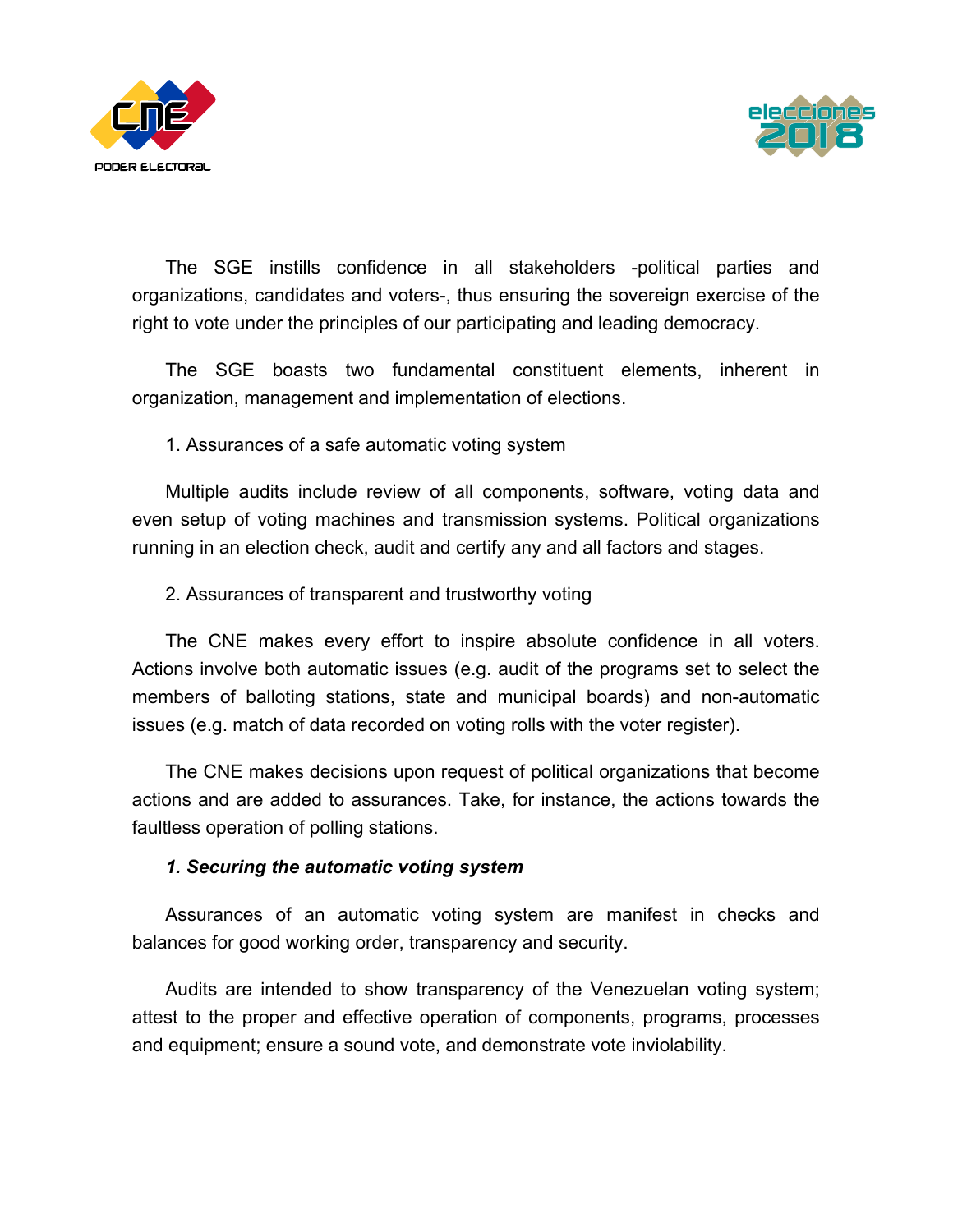The SGE instills confidence in all stakeholders -political parties and organizations, candidates and voters-, thus ensuring the sovereign exercise of the right to vote under the principles of our participating and leading democracy.

The SGE boasts two fundamental constituent elements, inherent in organization, management and implementation of elections.

1. Assurances of a safe automatic voting system

Multiple audits include review of all components, software, voting data and even setup of voting machines and transmission systems. Political organizations running in an election check, audit and certify any and all factors and stages.

2. Assurances of transparent and trustworthy voting

The CNE makes every effort to inspire absolute confidence in all voters. Actions involve both automatic issues (e.g. audit of the programs set to select the members of balloting stations, state and municipal boards) and non-automatic issues (e.g. match of data recorded on voting rolls with the voter register).

The CNE makes decisions upon request of political organizations that become actions and are added to assurances. Take, for instance, the actions towards the faultless operation of polling stations.

***1. Securing the automatic voting system***

Assurances of an automatic voting system are manifest in checks and balances for good working order, transparency and security.

Audits are intended to show transparency of the Venezuelan voting system; attest to the proper and effective operation of components, programs, processes and equipment; ensure a sound vote, and demonstrate vote inviolability.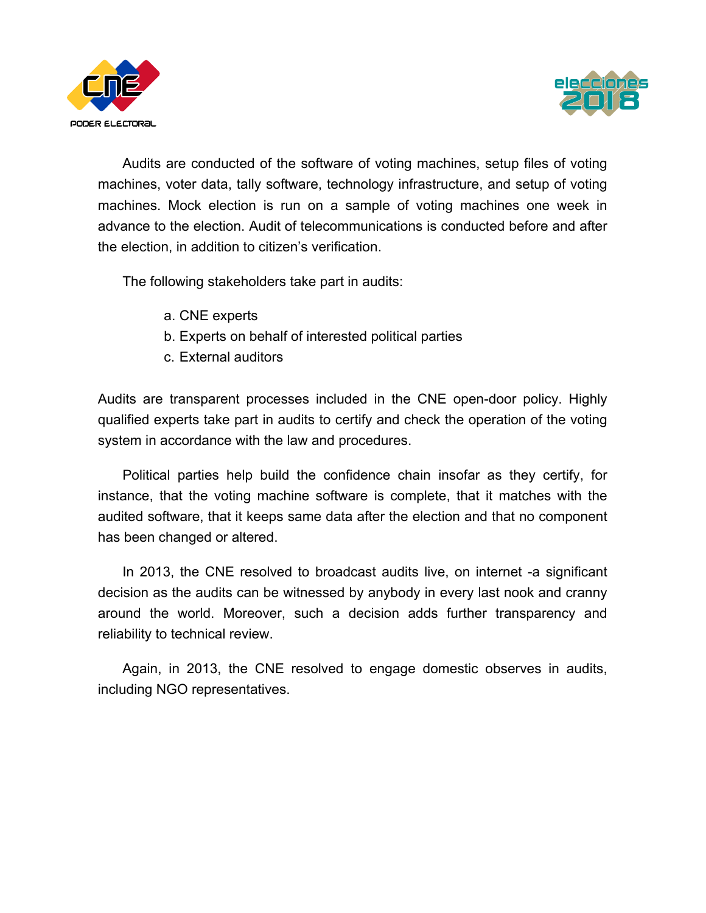Audits are conducted of the software of voting machines, setup files of voting machines, voter data, tally software, technology infrastructure, and setup of voting machines. Mock election is run on a sample of voting machines one week in advance to the election. Audit of telecommunications is conducted before and after the election, in addition to citizen's verification.

The following stakeholders take part in audits:

a. CNE experts
b. Experts on behalf of interested political parties
c. External auditors

Audits are transparent processes included in the CNE open-door policy. Highly qualified experts take part in audits to certify and check the operation of the voting system in accordance with the law and procedures.

Political parties help build the confidence chain insofar as they certify, for instance, that the voting machine software is complete, that it matches with the audited software, that it keeps same data after the election and that no component has been changed or altered.

In 2013, the CNE resolved to broadcast audits live, on internet -a significant decision as the audits can be witnessed by anybody in every last nook and cranny around the world. Moreover, such a decision adds further transparency and reliability to technical review.

Again, in 2013, the CNE resolved to engage domestic observes in audits, including NGO representatives.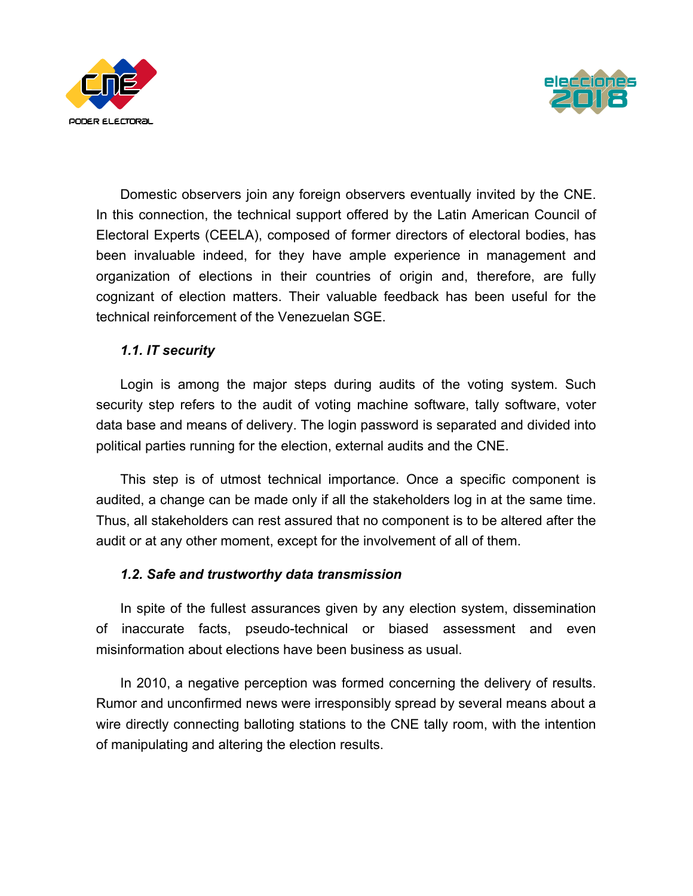Domestic observers join any foreign observers eventually invited by the CNE. In this connection, the technical support offered by the Latin American Council of Electoral Experts (CEELA), composed of former directors of electoral bodies, has been invaluable indeed, for they have ample experience in management and organization of elections in their countries of origin and, therefore, are fully cognizant of election matters. Their valuable feedback has been useful for the technical reinforcement of the Venezuelan SGE.

### *1.1. IT security*

Login is among the major steps during audits of the voting system. Such security step refers to the audit of voting machine software, tally software, voter data base and means of delivery. The login password is separated and divided into political parties running for the election, external audits and the CNE.

This step is of utmost technical importance. Once a specific component is audited, a change can be made only if all the stakeholders log in at the same time. Thus, all stakeholders can rest assured that no component is to be altered after the audit or at any other moment, except for the involvement of all of them.

### *1.2. Safe and trustworthy data transmission*

In spite of the fullest assurances given by any election system, dissemination of inaccurate facts, pseudo-technical or biased assessment and even misinformation about elections have been business as usual.

In 2010, a negative perception was formed concerning the delivery of results. Rumor and unconfirmed news were irresponsibly spread by several means about a wire directly connecting balloting stations to the CNE tally room, with the intention of manipulating and altering the election results.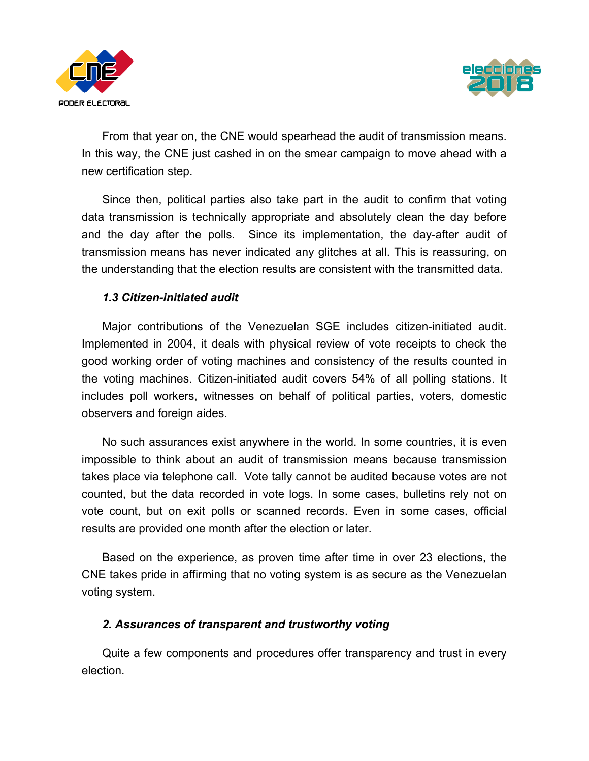From that year on, the CNE would spearhead the audit of transmission means. In this way, the CNE just cashed in on the smear campaign to move ahead with a new certification step.

Since then, political parties also take part in the audit to confirm that voting data transmission is technically appropriate and absolutely clean the day before and the day after the polls. Since its implementation, the day-after audit of transmission means has never indicated any glitches at all. This is reassuring, on the understanding that the election results are consistent with the transmitted data.

### *1.3 Citizen-initiated audit*

Major contributions of the Venezuelan SGE includes citizen-initiated audit. Implemented in 2004, it deals with physical review of vote receipts to check the good working order of voting machines and consistency of the results counted in the voting machines. Citizen-initiated audit covers 54% of all polling stations. It includes poll workers, witnesses on behalf of political parties, voters, domestic observers and foreign aides.

No such assurances exist anywhere in the world. In some countries, it is even impossible to think about an audit of transmission means because transmission takes place via telephone call. Vote tally cannot be audited because votes are not counted, but the data recorded in vote logs. In some cases, bulletins rely not on vote count, but on exit polls or scanned records. Even in some cases, official results are provided one month after the election or later.

Based on the experience, as proven time after time in over 23 elections, the CNE takes pride in affirming that no voting system is as secure as the Venezuelan voting system.

## *2. Assurances of transparent and trustworthy voting*

Quite a few components and procedures offer transparency and trust in every election.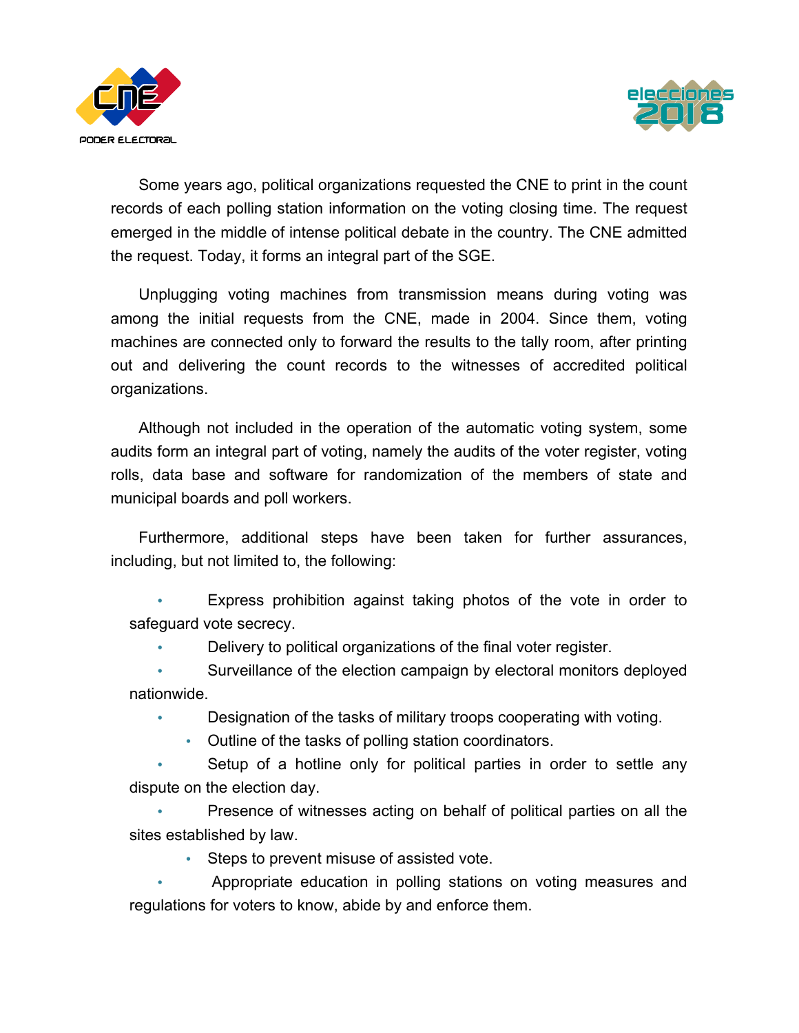Some years ago, political organizations requested the CNE to print in the count records of each polling station information on the voting closing time. The request emerged in the middle of intense political debate in the country. The CNE admitted the request. Today, it forms an integral part of the SGE.

Unplugging voting machines from transmission means during voting was among the initial requests from the CNE, made in 2004. Since them, voting machines are connected only to forward the results to the tally room, after printing out and delivering the count records to the witnesses of accredited political organizations.

Although not included in the operation of the automatic voting system, some audits form an integral part of voting, namely the audits of the voter register, voting rolls, data base and software for randomization of the members of state and municipal boards and poll workers.

Furthermore, additional steps have been taken for further assurances, including, but not limited to, the following:

- Express prohibition against taking photos of the vote in order to safeguard vote secrecy.
- Delivery to political organizations of the final voter register.
- Surveillance of the election campaign by electoral monitors deployed nationwide.
- Designation of the tasks of military troops cooperating with voting.
- Outline of the tasks of polling station coordinators.
- Setup of a hotline only for political parties in order to settle any dispute on the election day.
- Presence of witnesses acting on behalf of political parties on all the sites established by law.
- Steps to prevent misuse of assisted vote.
- Appropriate education in polling stations on voting measures and regulations for voters to know, abide by and enforce them.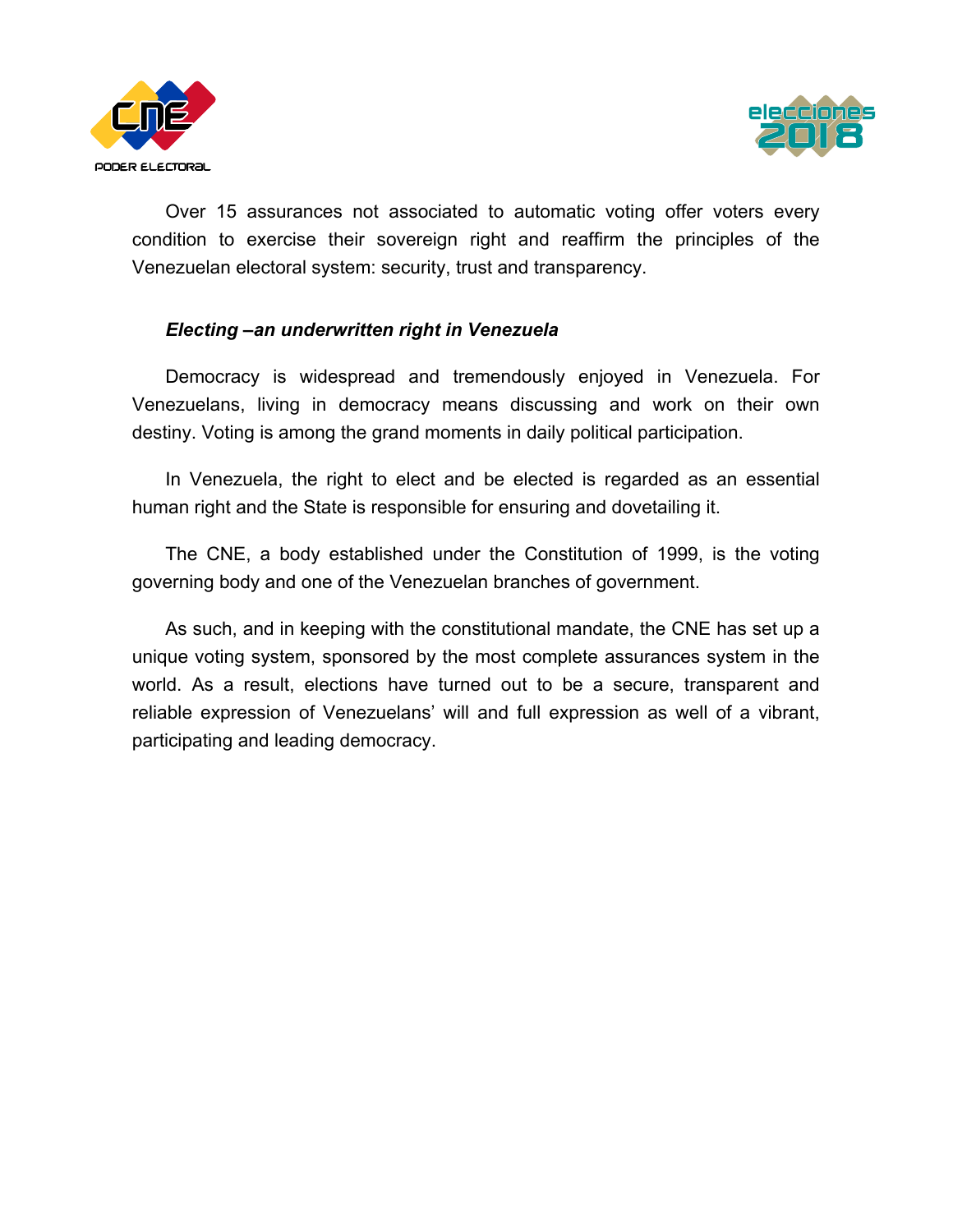Over 15 assurances not associated to automatic voting offer voters every condition to exercise their sovereign right and reaffirm the principles of the Venezuelan electoral system: security, trust and transparency.

***Electing –an underwritten right in Venezuela***

Democracy is widespread and tremendously enjoyed in Venezuela. For Venezuelans, living in democracy means discussing and work on their own destiny. Voting is among the grand moments in daily political participation.

In Venezuela, the right to elect and be elected is regarded as an essential human right and the State is responsible for ensuring and dovetailing it.

The CNE, a body established under the Constitution of 1999, is the voting governing body and one of the Venezuelan branches of government.

As such, and in keeping with the constitutional mandate, the CNE has set up a unique voting system, sponsored by the most complete assurances system in the world. As a result, elections have turned out to be a secure, transparent and reliable expression of Venezuelans' will and full expression as well of a vibrant, participating and leading democracy.